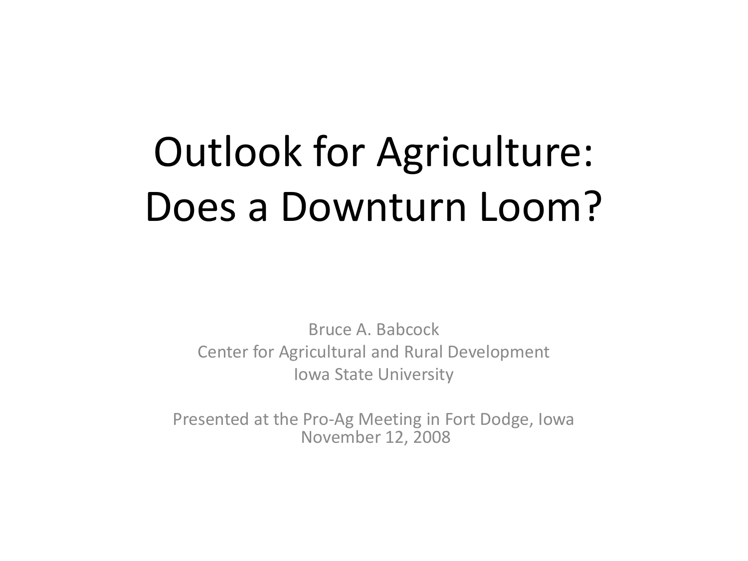# Outlook for Agriculture: Does a Downturn Loom?

Bruce A. Babcock
Center for Agricultural and Rural Development
Iowa State University

Presented at the Pro-Ag Meeting in Fort Dodge, Iowa
November 12, 2008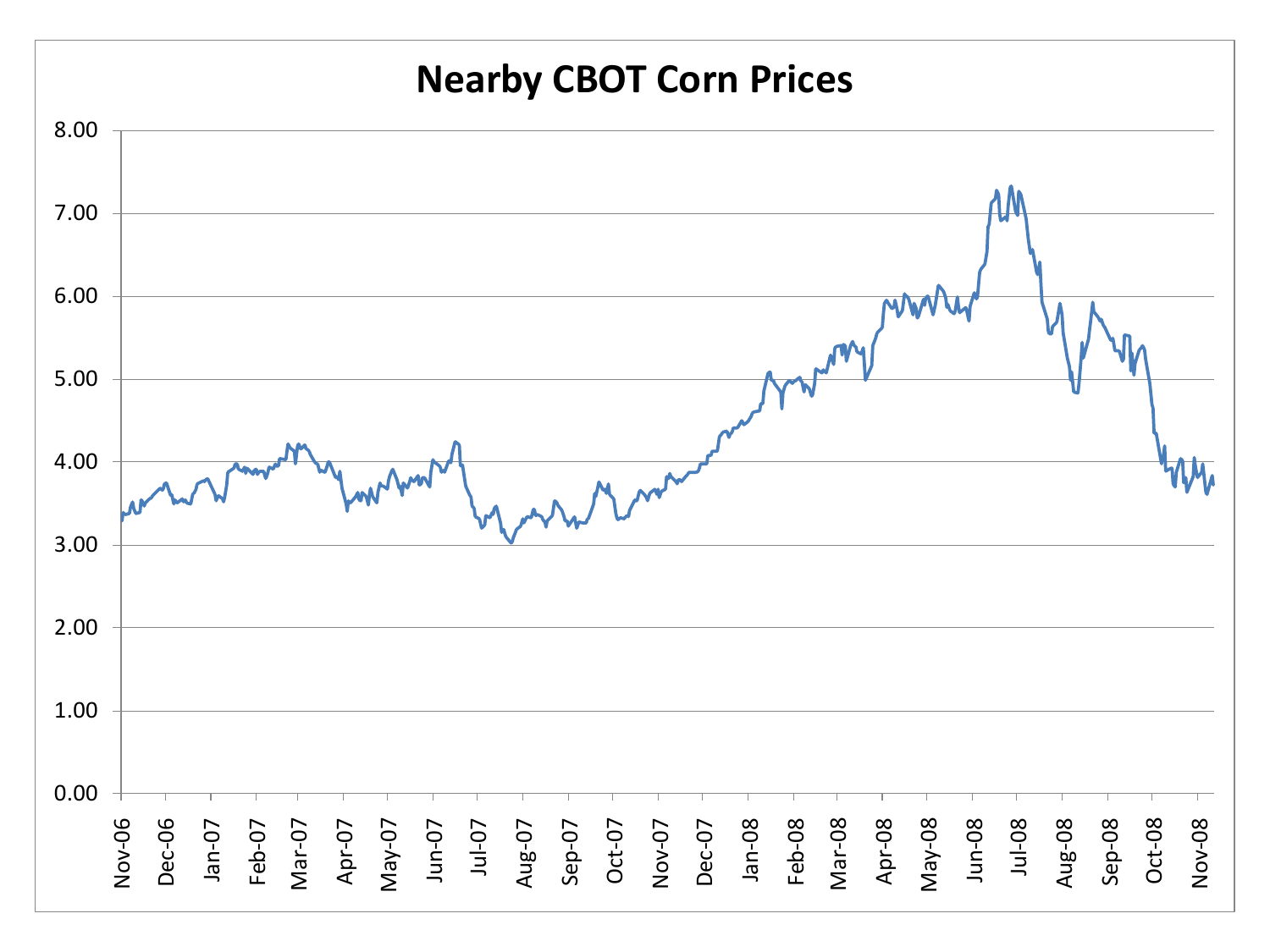# Nearby CBOT Corn Prices

8.00
7.00
6.00
5.00
4.00
3.00
2.00
1.00
0.00

Nov-06 Dec-06 Jan-07 Feb-07 Mar-07 Apr-07 May-07 Jun-07 Jul-07 Aug-07 Sep-07 Oct-07 Nov-07 Dec-07 Jan-08 Feb-08 Mar-08 Apr-08 May-08 Jun-08 Jul-08 Aug-08 Sep-08 Oct-08 Nov-08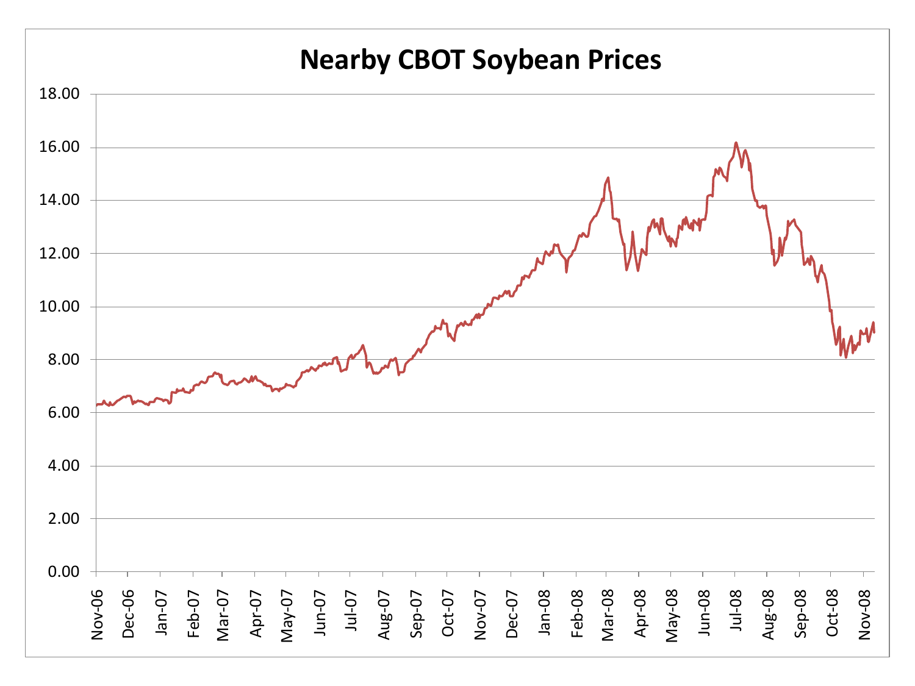# Nearby CBOT Soybean Prices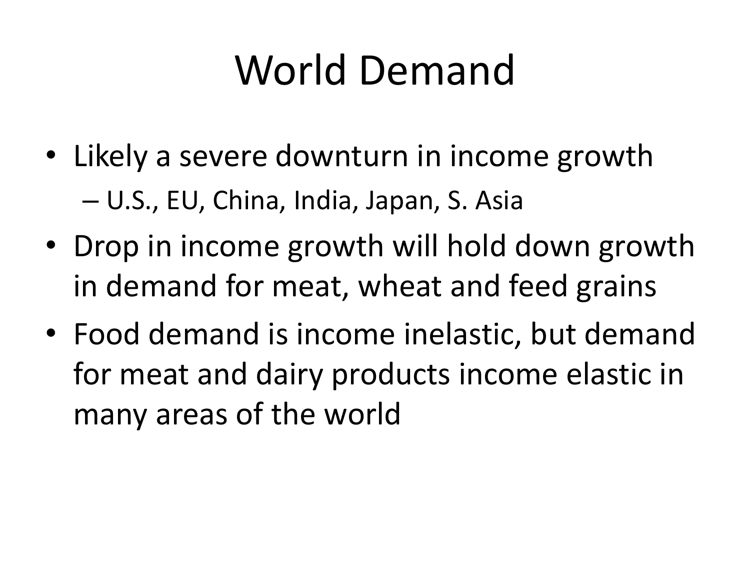# World Demand

- Likely a severe downturn in income growth
  - U.S., EU, China, India, Japan, S. Asia
- Drop in income growth will hold down growth in demand for meat, wheat and feed grains
- Food demand is income inelastic, but demand for meat and dairy products income elastic in many areas of the world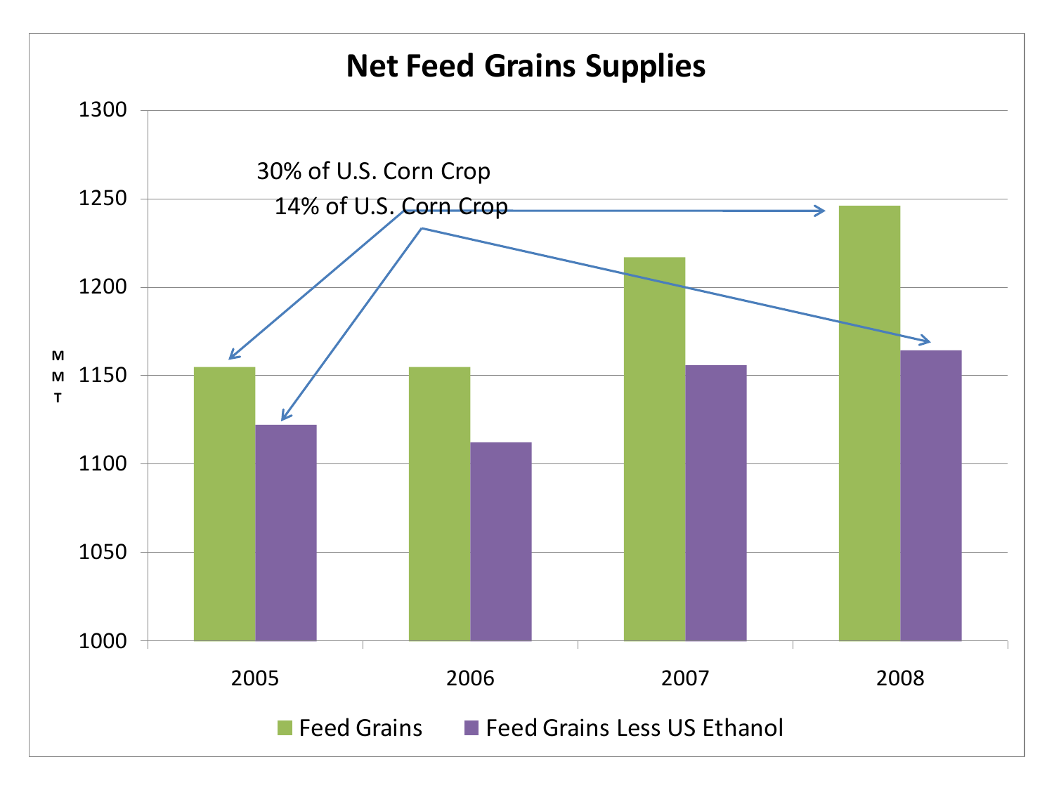# Net Feed Grains Supplies

30% of U.S. Corn Crop

14% of U.S. Corn Crop

| Year | Feed Grains (MMT) | Feed Grains Less US Ethanol (MMT) |
|---|---|---|
| 2005 | ~1155 | ~1122 |
| 2006 | ~1155 | ~1112 |
| 2007 | ~1217 | ~1156 |
| 2008 | ~1246 | ~1164 |

*Values are approximate, estimated from the chart.*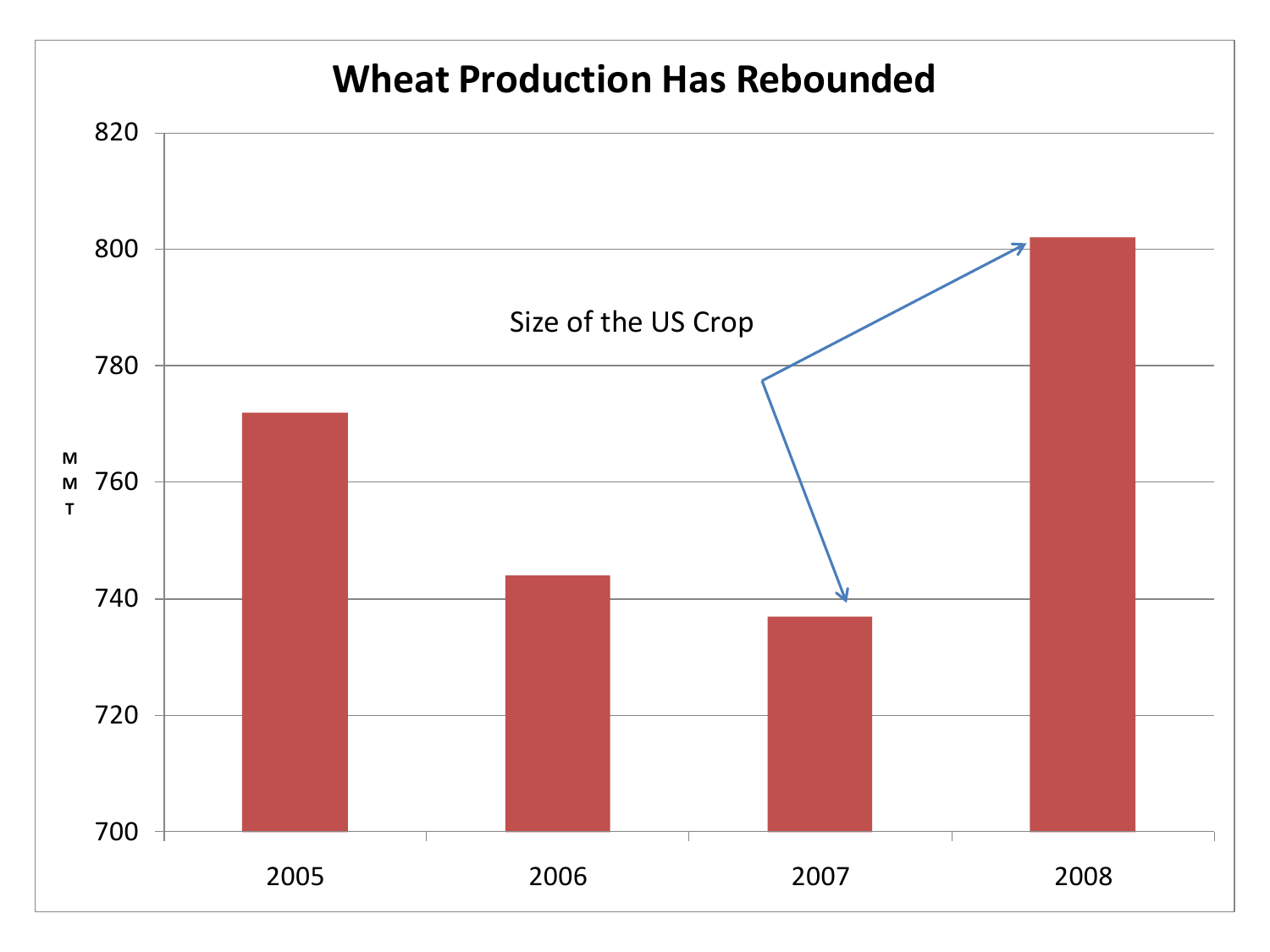# Wheat Production Has Rebounded

| Year | MMT |
| --- | --- |
| 2005 | 772 |
| 2006 | 744 |
| 2007 | 737 |
| 2008 | 802 |

Size of the US Crop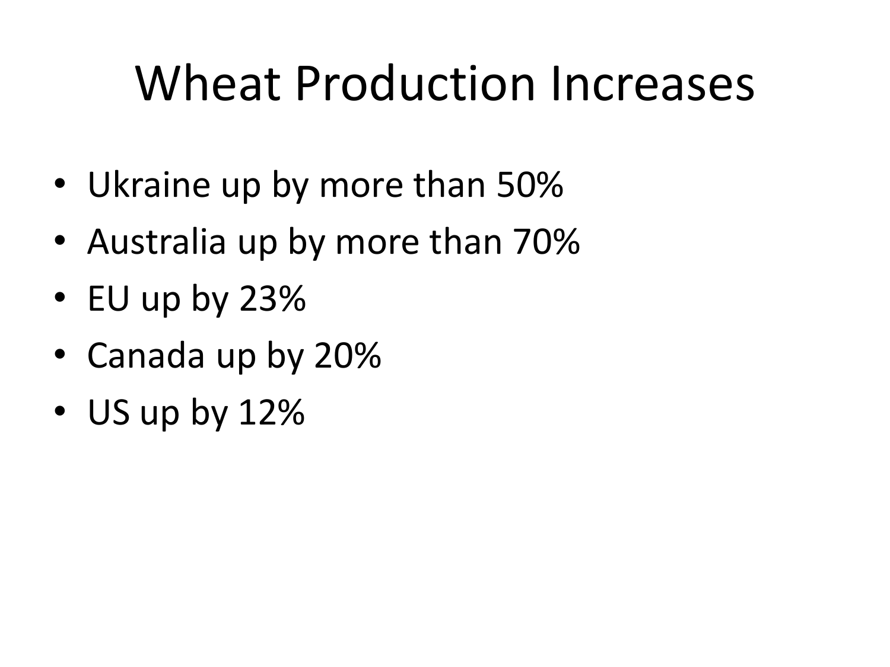# Wheat Production Increases

- Ukraine up by more than 50%
- Australia up by more than 70%
- EU up by 23%
- Canada up by 20%
- US up by 12%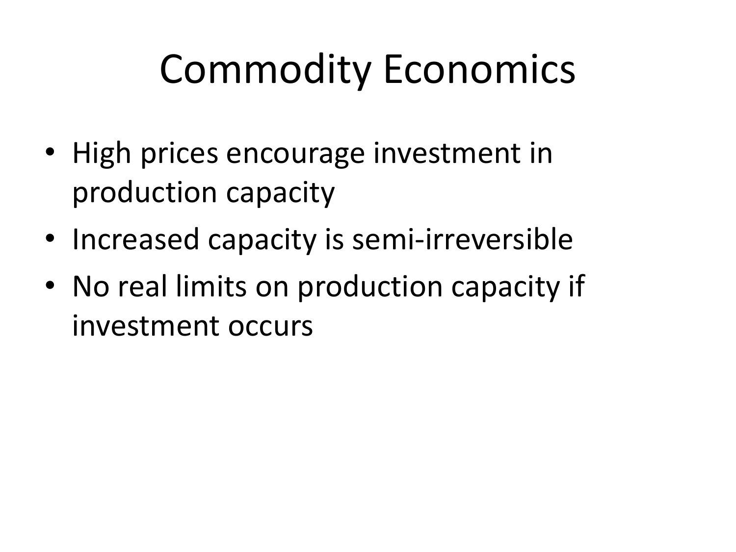# Commodity Economics

- High prices encourage investment in production capacity
- Increased capacity is semi-irreversible
- No real limits on production capacity if investment occurs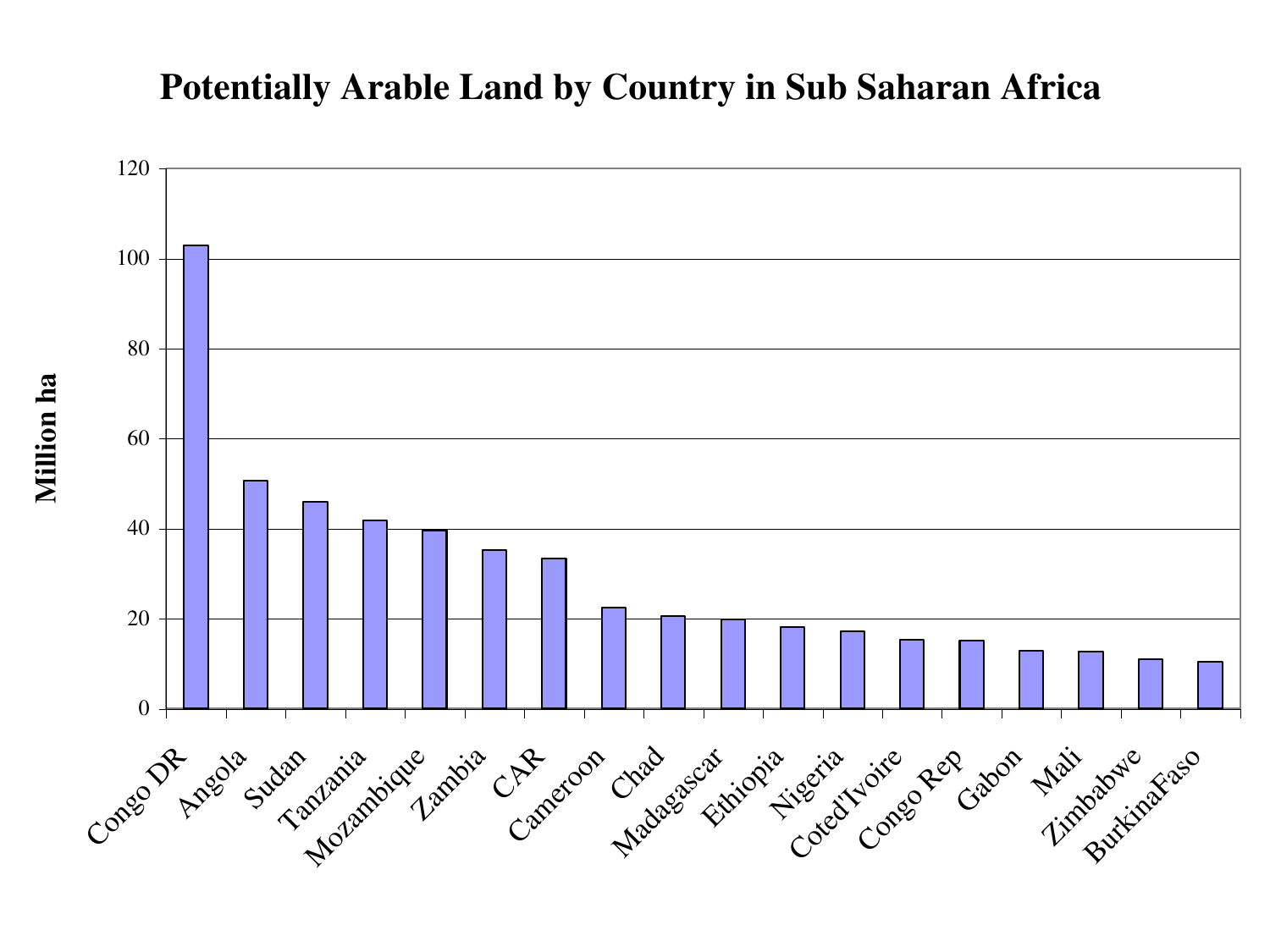# Potentially Arable Land by Country in Sub Saharan Africa

Million ha

Congo DR, Angola, Sudan, Tanzania, Mozambique, Zambia, CAR, Cameroon, Chad, Madagascar, Ethiopia, Nigeria, Coted'Ivoire, Congo Rep, Gabon, Mali, Zimbabwe, BurkinaFaso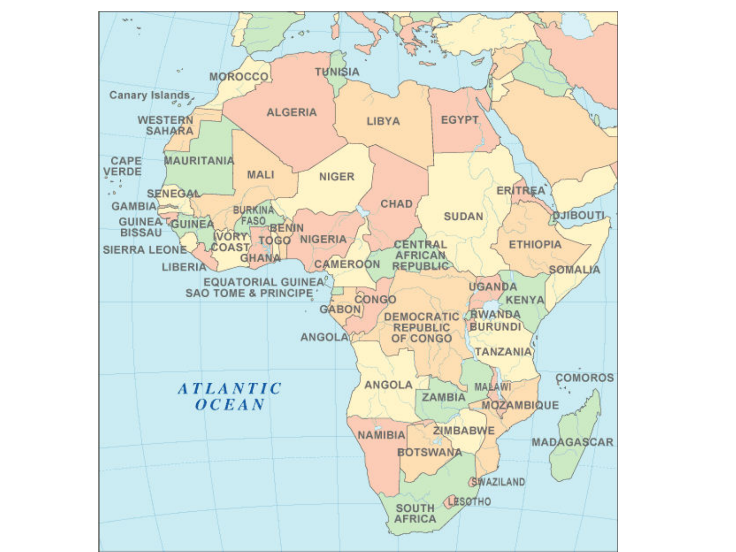MOROCCO
TUNISIA
Canary Islands
ALGERIA
LIBYA
EGYPT
WESTERN SAHARA
CAPE VERDE
MAURITANIA
MALI
NIGER
SENEGAL
CHAD
ERITREA
GAMBIA
BURKINA FASO
SUDAN
DJIBOUTI
GUINEA BISSAU
GUINEA
BENIN
IVORY COAST
TOGO
NIGERIA
ETHIOPIA
SIERRA LEONE
CENTRAL AFRICAN REPUBLIC
GHANA
LIBERIA
CAMEROON
SOMALIA
EQUATORIAL GUINEA
UGANDA
SAO TOME & PRINCIPE
KENYA
CONGO
GABON
DEMOCRATIC REPUBLIC OF CONGO
RWANDA
BURUNDI
ANGOLA
TANZANIA
COMOROS
ANGOLA
MALAWI
ATLANTIC OCEAN
ZAMBIA
MOZAMBIQUE
ZIMBABWE
NAMIBIA
MADAGASCAR
BOTSWANA
SWAZILAND
LESOTHO
SOUTH AFRICA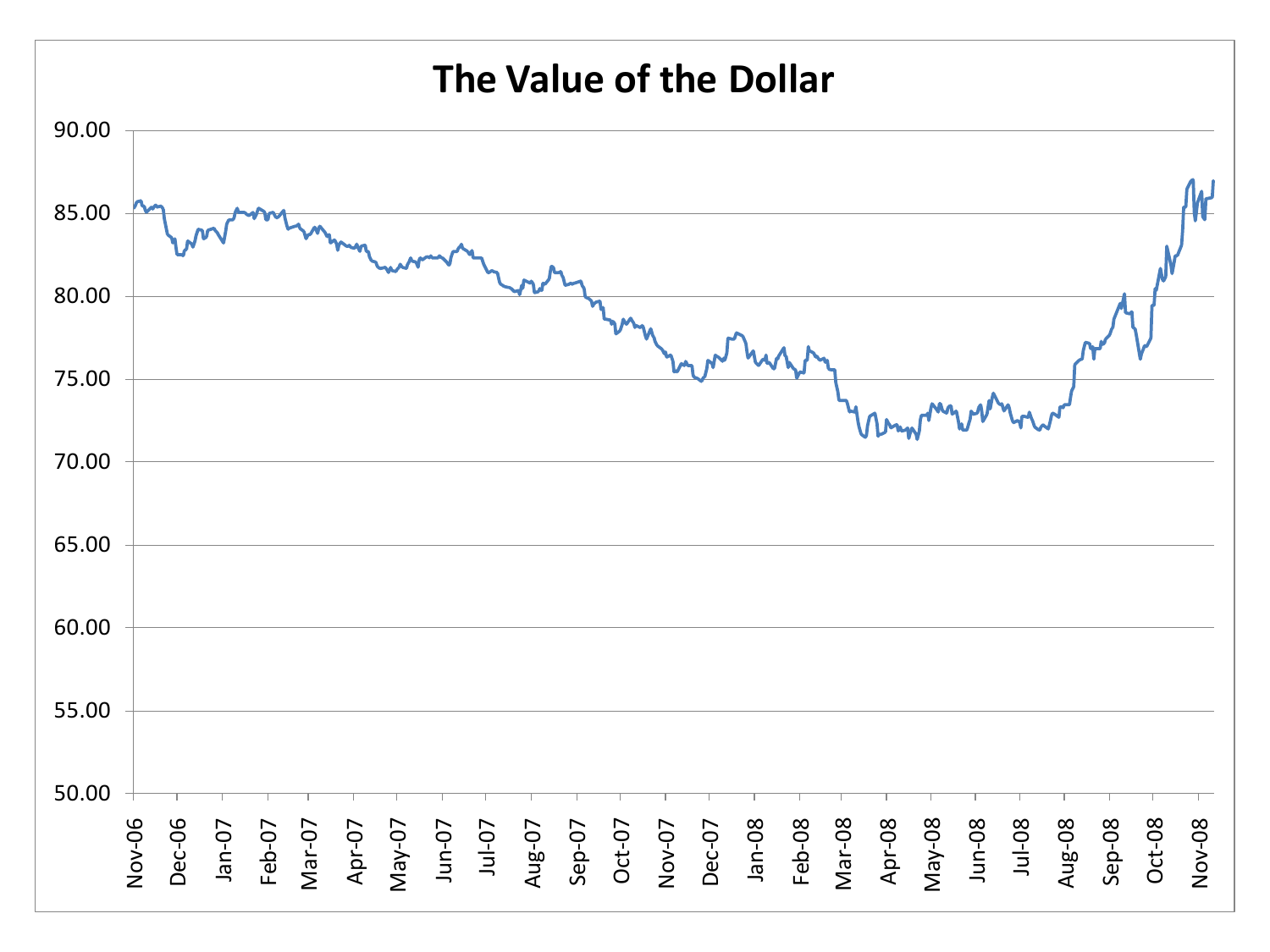# The Value of the Dollar

Y-axis: 50.00, 55.00, 60.00, 65.00, 70.00, 75.00, 80.00, 85.00, 90.00

X-axis: Nov-06, Dec-06, Jan-07, Feb-07, Mar-07, Apr-07, May-07, Jun-07, Jul-07, Aug-07, Sep-07, Oct-07, Nov-07, Dec-07, Jan-08, Feb-08, Mar-08, Apr-08, May-08, Jun-08, Jul-08, Aug-08, Sep-08, Oct-08, Nov-08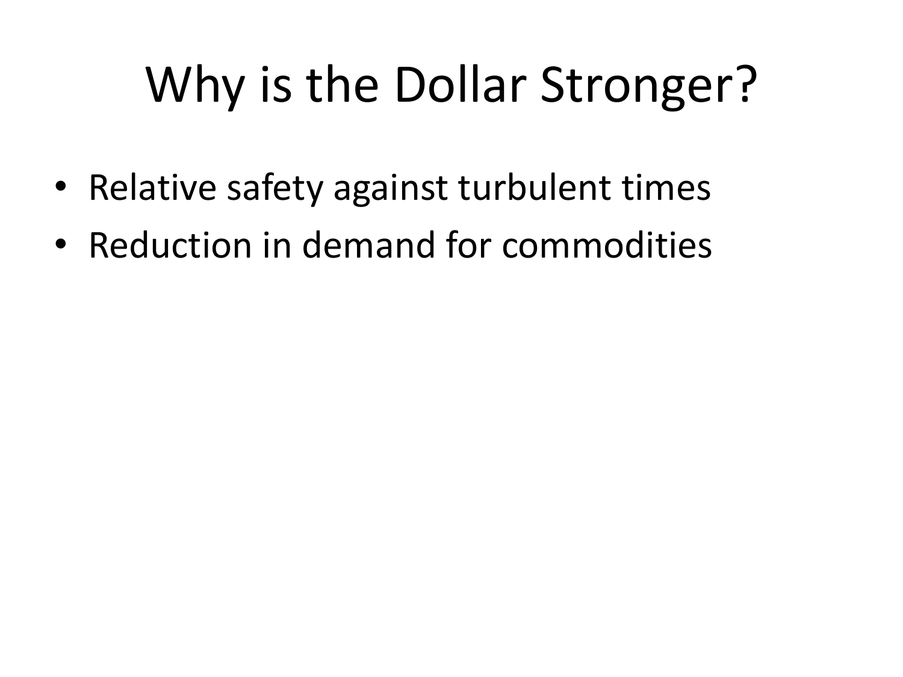# Why is the Dollar Stronger?

- Relative safety against turbulent times
- Reduction in demand for commodities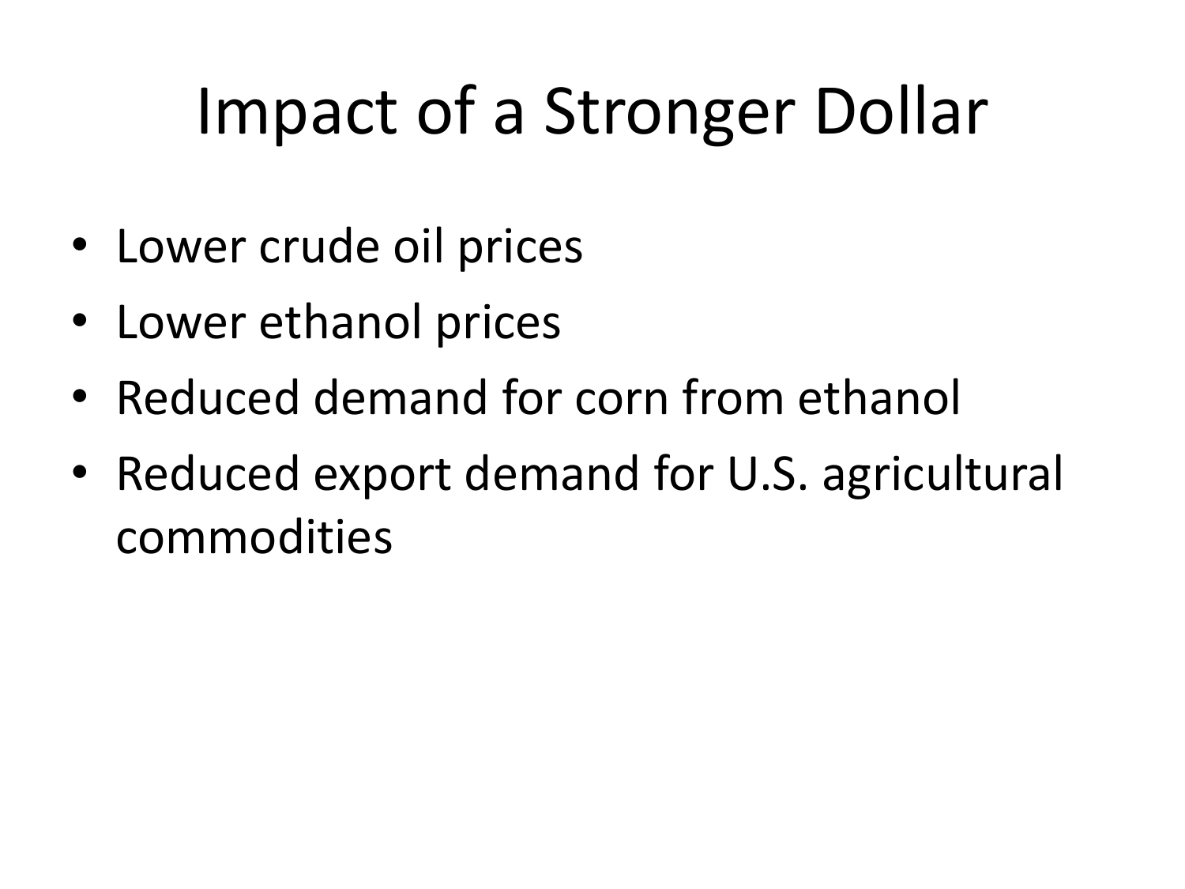# Impact of a Stronger Dollar

- Lower crude oil prices
- Lower ethanol prices
- Reduced demand for corn from ethanol
- Reduced export demand for U.S. agricultural commodities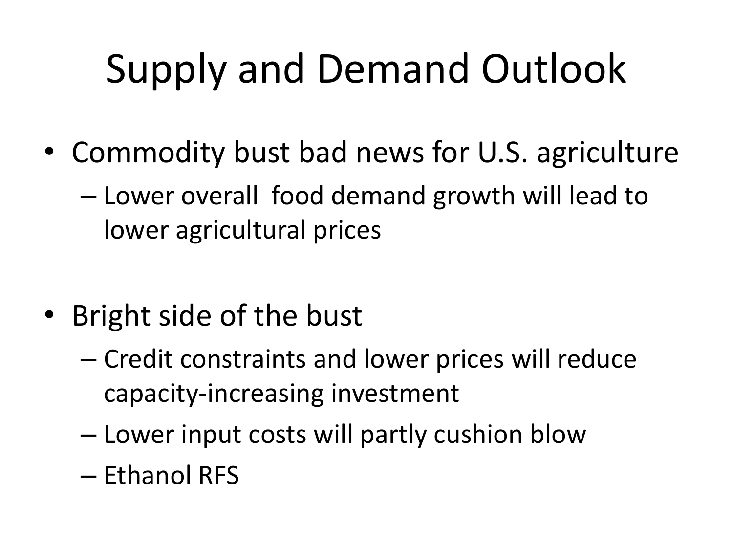# Supply and Demand Outlook

- Commodity bust bad news for U.S. agriculture
  - Lower overall food demand growth will lead to lower agricultural prices

- Bright side of the bust
  - Credit constraints and lower prices will reduce capacity-increasing investment
  - Lower input costs will partly cushion blow
  - Ethanol RFS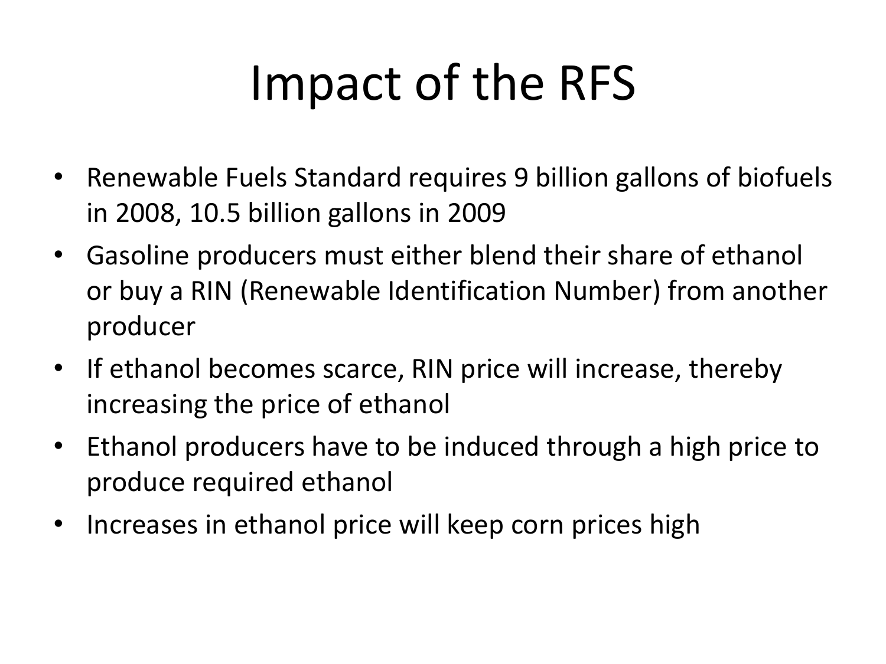# Impact of the RFS

- Renewable Fuels Standard requires 9 billion gallons of biofuels in 2008, 10.5 billion gallons in 2009
- Gasoline producers must either blend their share of ethanol or buy a RIN (Renewable Identification Number) from another producer
- If ethanol becomes scarce, RIN price will increase, thereby increasing the price of ethanol
- Ethanol producers have to be induced through a high price to produce required ethanol
- Increases in ethanol price will keep corn prices high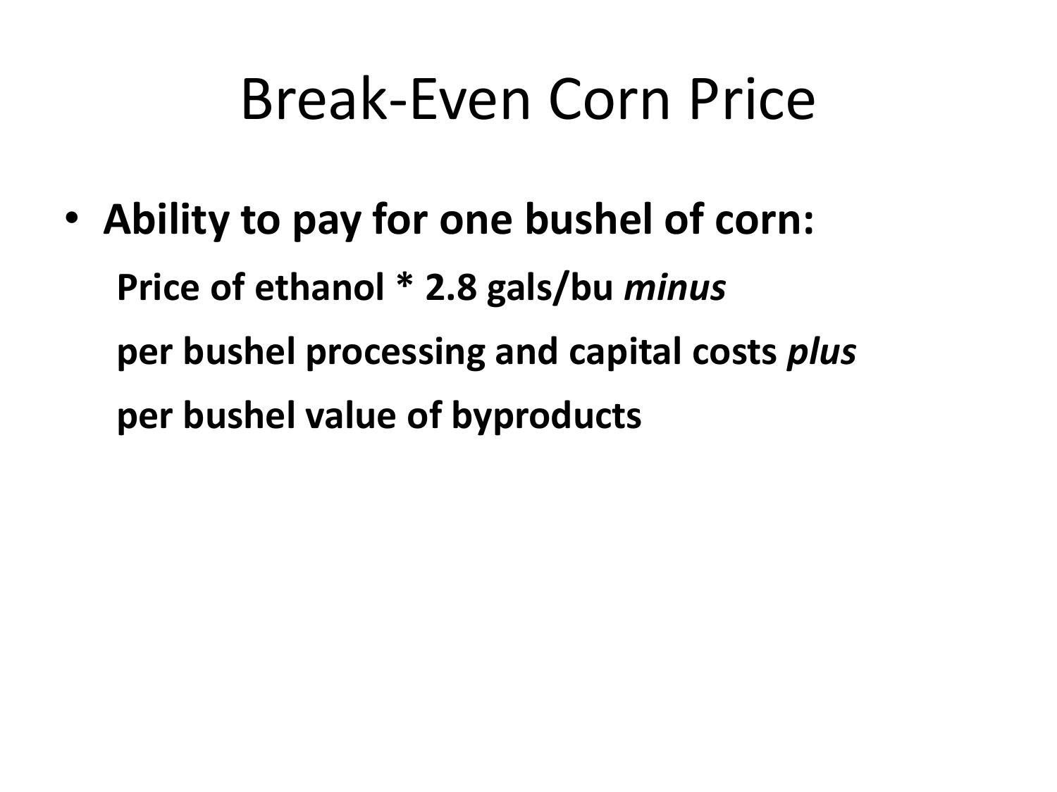# Break-Even Corn Price

- **Ability to pay for one bushel of corn:**

  **Price of ethanol * 2.8 gals/bu *minus***

  **per bushel processing and capital costs *plus***

  **per bushel value of byproducts**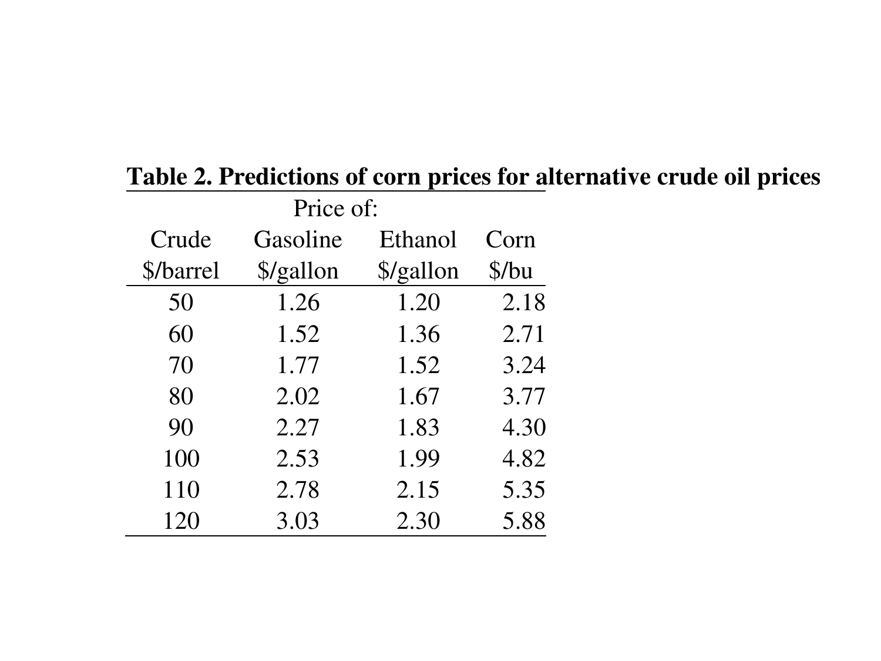**Table 2. Predictions of corn prices for alternative crude oil prices**

| | Price of: | | |
|---|---|---|---|
| Crude $/barrel | Gasoline $/gallon | Ethanol $/gallon | Corn $/bu |
| 50 | 1.26 | 1.20 | 2.18 |
| 60 | 1.52 | 1.36 | 2.71 |
| 70 | 1.77 | 1.52 | 3.24 |
| 80 | 2.02 | 1.67 | 3.77 |
| 90 | 2.27 | 1.83 | 4.30 |
| 100 | 2.53 | 1.99 | 4.82 |
| 110 | 2.78 | 2.15 | 5.35 |
| 120 | 3.03 | 2.30 | 5.88 |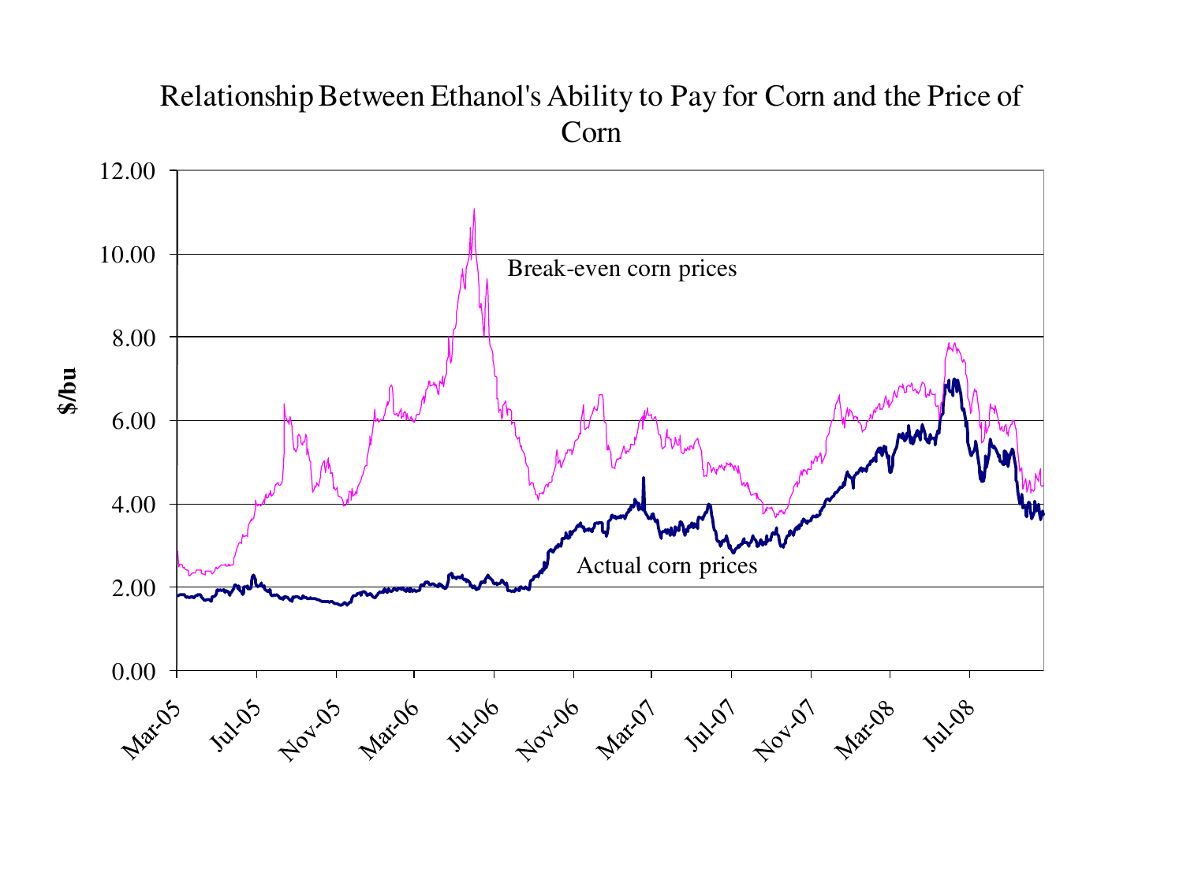Relationship Between Ethanol's Ability to Pay for Corn and the Price of Corn

$/bu

Break-even corn prices

Actual corn prices

12.00
10.00
8.00
6.00
4.00
2.00
0.00

Mar-05 Jul-05 Nov-05 Mar-06 Jul-06 Nov-06 Mar-07 Jul-07 Nov-07 Mar-08 Jul-08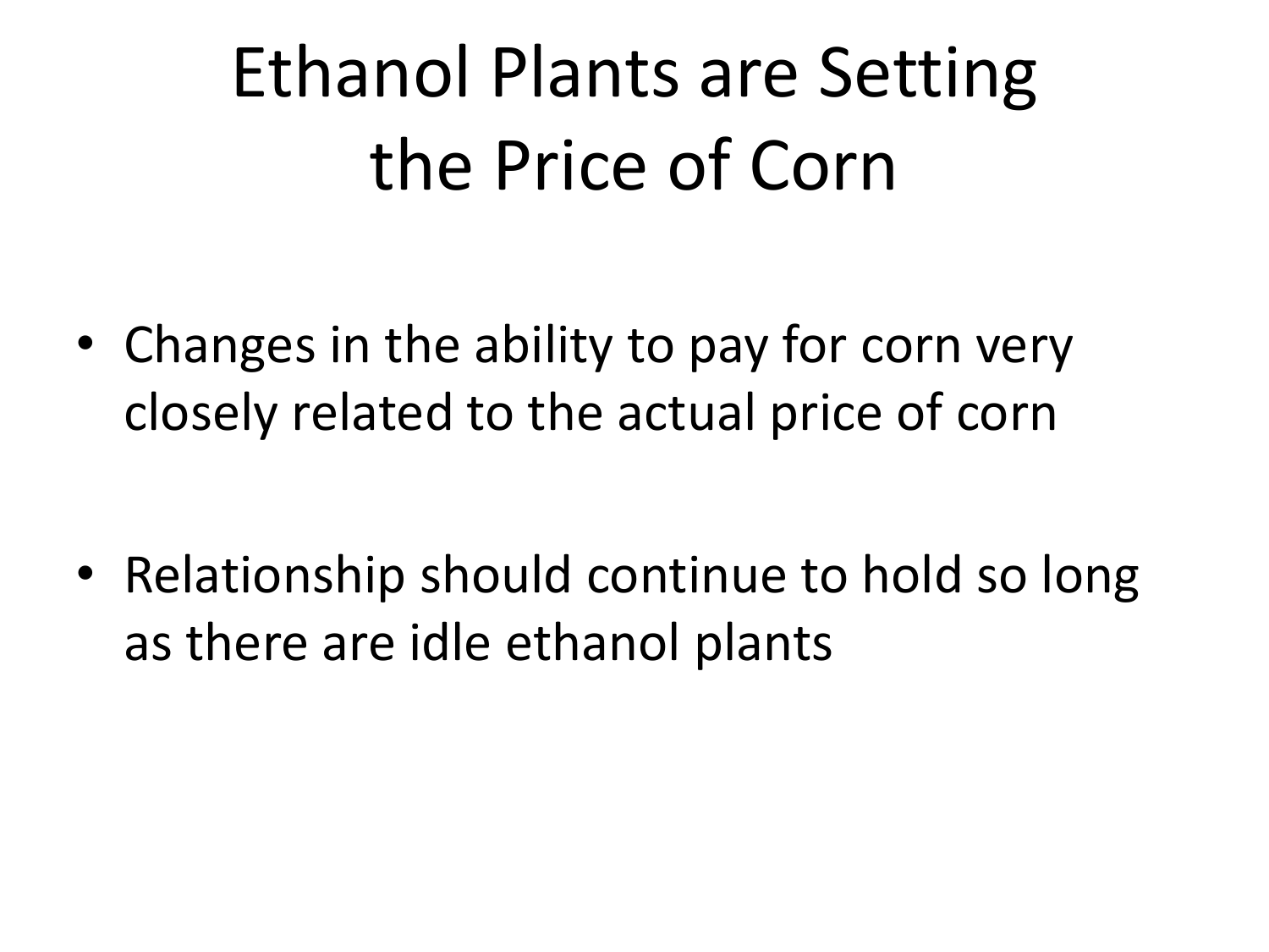# Ethanol Plants are Setting the Price of Corn

- Changes in the ability to pay for corn very closely related to the actual price of corn
- Relationship should continue to hold so long as there are idle ethanol plants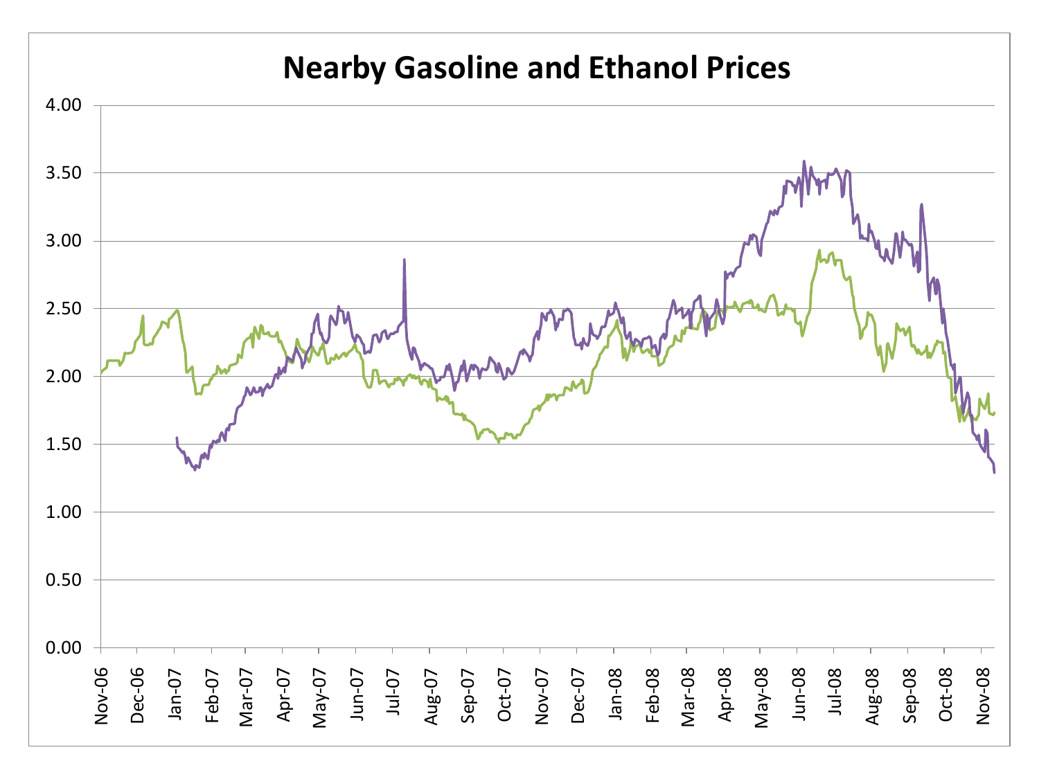# Nearby Gasoline and Ethanol Prices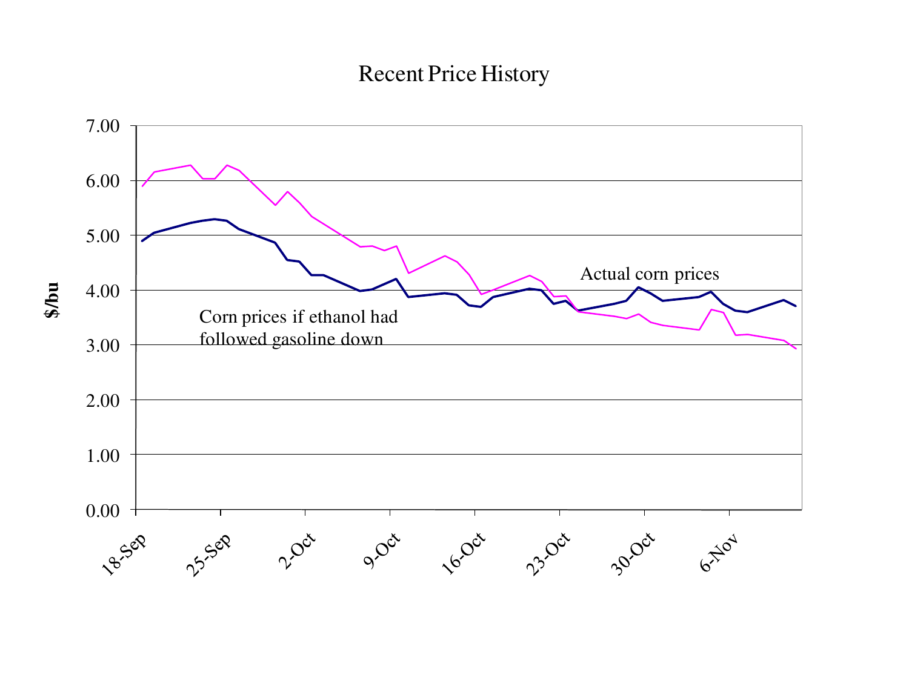# Recent Price History

$/bu

7.00
6.00
5.00
4.00
3.00
2.00
1.00
0.00

18-Sep 25-Sep 2-Oct 9-Oct 16-Oct 23-Oct 30-Oct 6-Nov

Actual corn prices

Corn prices if ethanol had followed gasoline down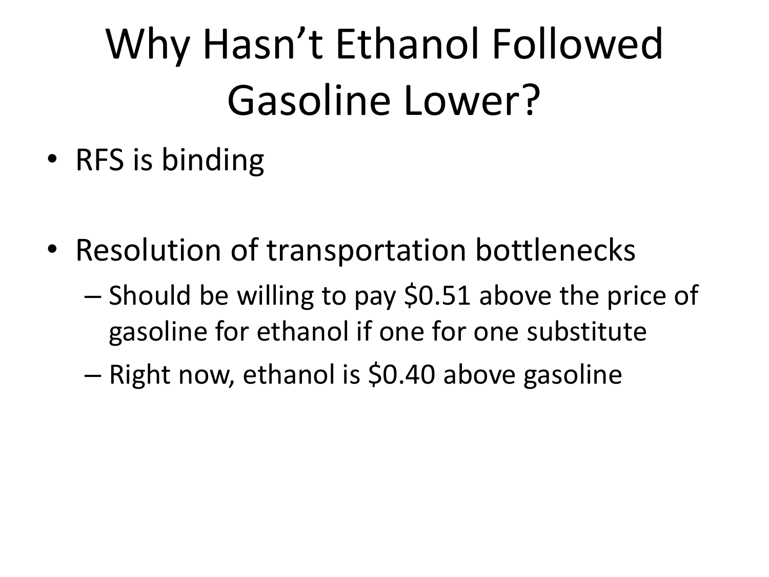# Why Hasn't Ethanol Followed Gasoline Lower?

- RFS is binding
- Resolution of transportation bottlenecks
  - Should be willing to pay $0.51 above the price of gasoline for ethanol if one for one substitute
  - Right now, ethanol is $0.40 above gasoline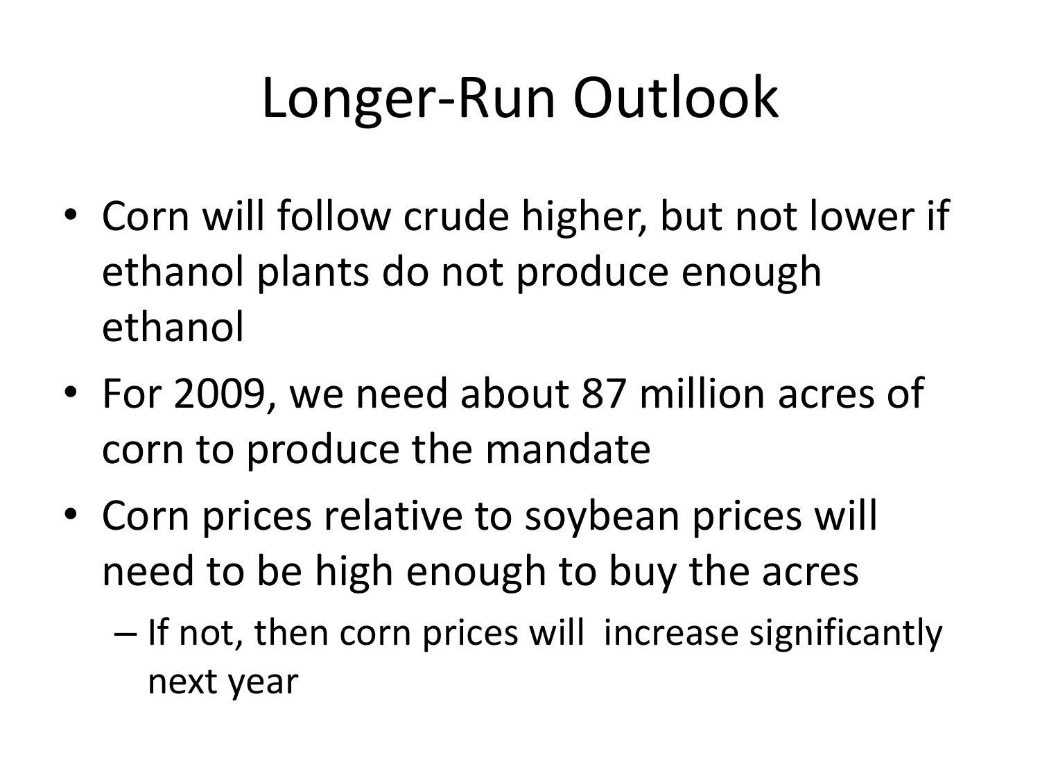# Longer-Run Outlook

- Corn will follow crude higher, but not lower if ethanol plants do not produce enough ethanol
- For 2009, we need about 87 million acres of corn to produce the mandate
- Corn prices relative to soybean prices will need to be high enough to buy the acres
  - If not, then corn prices will increase significantly next year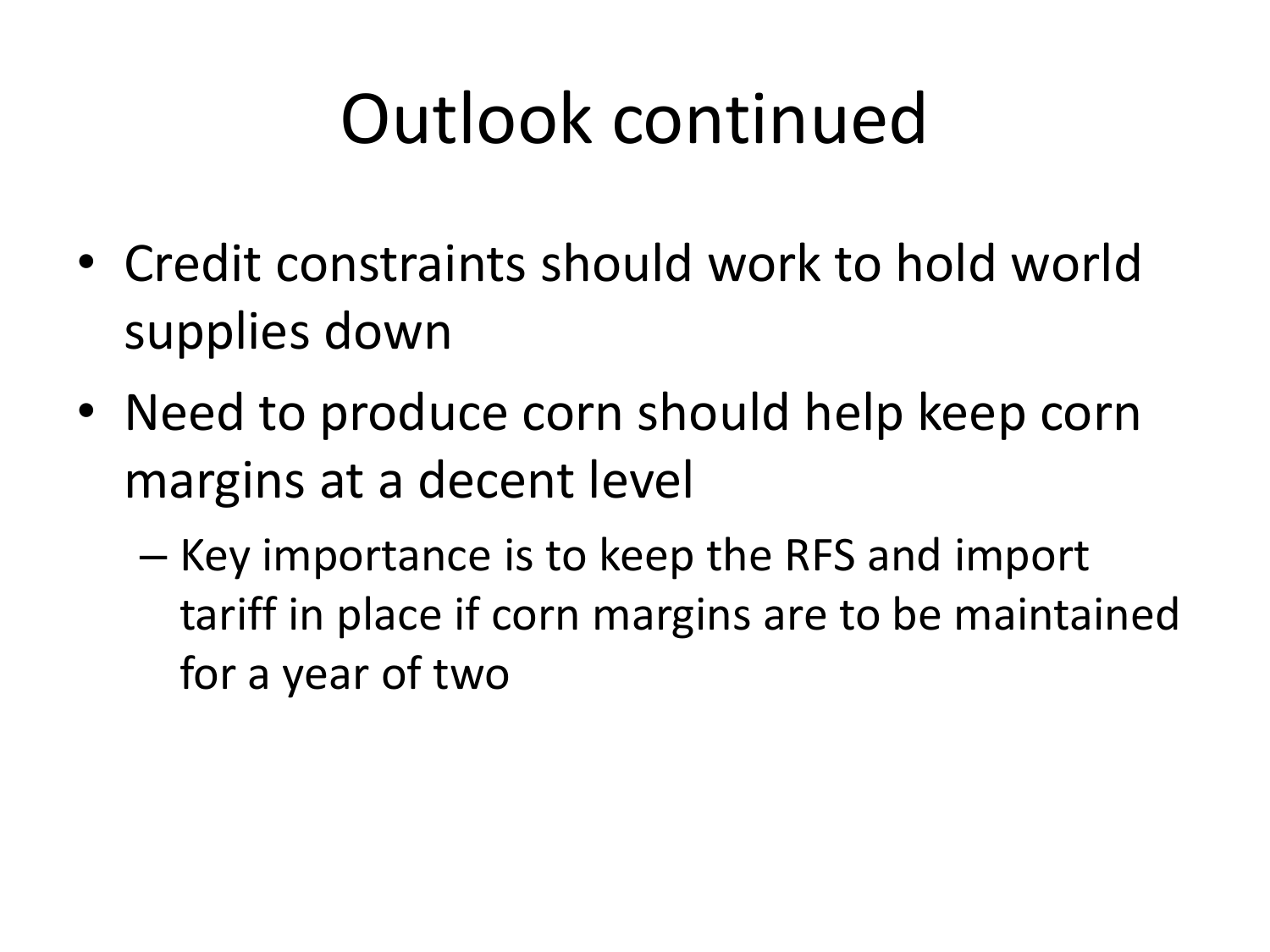# Outlook continued

- Credit constraints should work to hold world supplies down
- Need to produce corn should help keep corn margins at a decent level
  - Key importance is to keep the RFS and import tariff in place if corn margins are to be maintained for a year of two